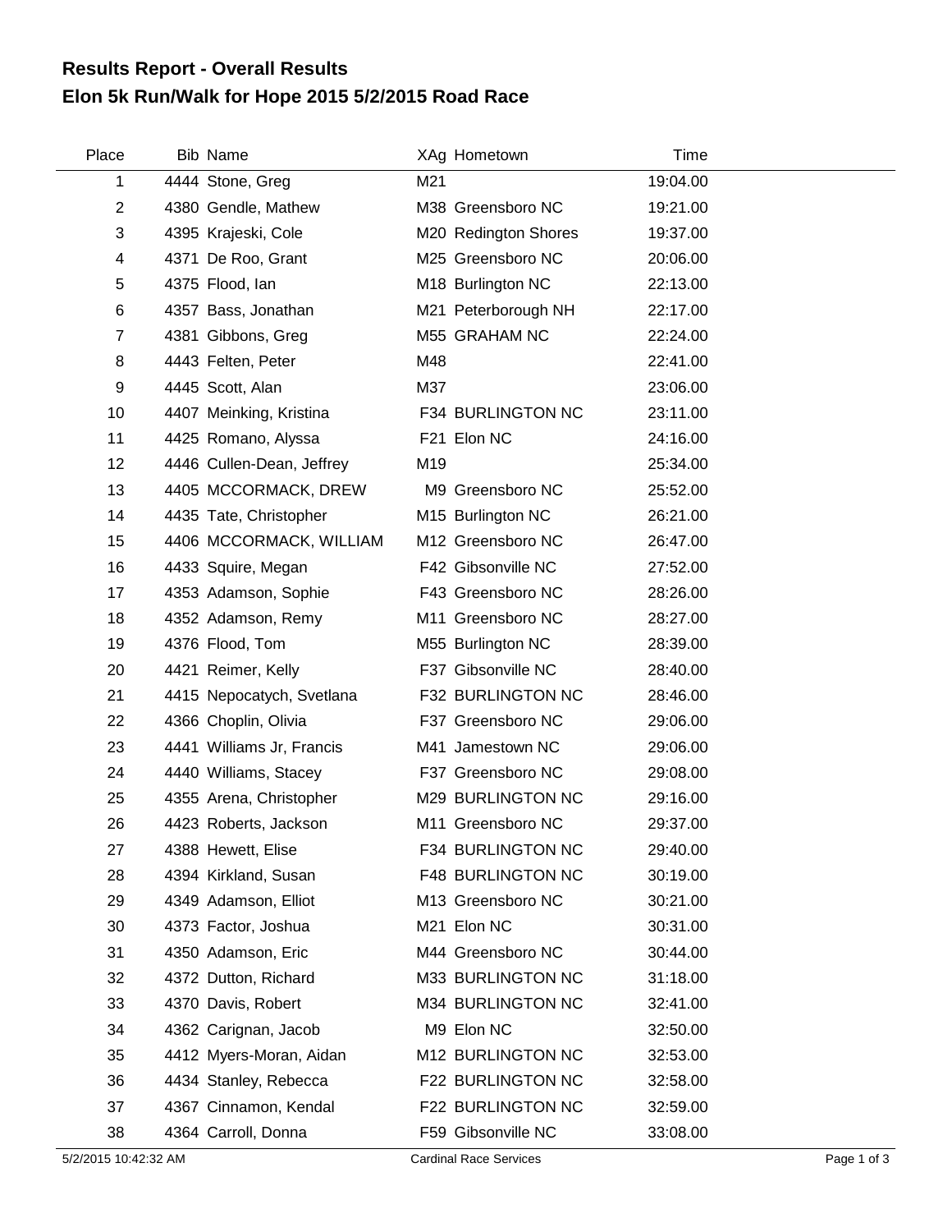# Results Report - Overall Results
## Elon 5k Run/Walk for Hope 2015 5/2/2015 Road Race

| Place | Bib | Name | XAg | Hometown | Time |
|---|---|---|---|---|---|
| 1 | 4444 | Stone, Greg | M21 | | 19:04.00 |
| 2 | 4380 | Gendle, Mathew | M38 | Greensboro NC | 19:21.00 |
| 3 | 4395 | Krajeski, Cole | M20 | Redington Shores | 19:37.00 |
| 4 | 4371 | De Roo, Grant | M25 | Greensboro NC | 20:06.00 |
| 5 | 4375 | Flood, Ian | M18 | Burlington NC | 22:13.00 |
| 6 | 4357 | Bass, Jonathan | M21 | Peterborough NH | 22:17.00 |
| 7 | 4381 | Gibbons, Greg | M55 | GRAHAM NC | 22:24.00 |
| 8 | 4443 | Felten, Peter | M48 | | 22:41.00 |
| 9 | 4445 | Scott, Alan | M37 | | 23:06.00 |
| 10 | 4407 | Meinking, Kristina | F34 | BURLINGTON NC | 23:11.00 |
| 11 | 4425 | Romano, Alyssa | F21 | Elon NC | 24:16.00 |
| 12 | 4446 | Cullen-Dean, Jeffrey | M19 | | 25:34.00 |
| 13 | 4405 | MCCORMACK, DREW | M9 | Greensboro NC | 25:52.00 |
| 14 | 4435 | Tate, Christopher | M15 | Burlington NC | 26:21.00 |
| 15 | 4406 | MCCORMACK, WILLIAM | M12 | Greensboro NC | 26:47.00 |
| 16 | 4433 | Squire, Megan | F42 | Gibsonville NC | 27:52.00 |
| 17 | 4353 | Adamson, Sophie | F43 | Greensboro NC | 28:26.00 |
| 18 | 4352 | Adamson, Remy | M11 | Greensboro NC | 28:27.00 |
| 19 | 4376 | Flood, Tom | M55 | Burlington NC | 28:39.00 |
| 20 | 4421 | Reimer, Kelly | F37 | Gibsonville NC | 28:40.00 |
| 21 | 4415 | Nepocatych, Svetlana | F32 | BURLINGTON NC | 28:46.00 |
| 22 | 4366 | Choplin, Olivia | F37 | Greensboro NC | 29:06.00 |
| 23 | 4441 | Williams Jr, Francis | M41 | Jamestown NC | 29:06.00 |
| 24 | 4440 | Williams, Stacey | F37 | Greensboro NC | 29:08.00 |
| 25 | 4355 | Arena, Christopher | M29 | BURLINGTON NC | 29:16.00 |
| 26 | 4423 | Roberts, Jackson | M11 | Greensboro NC | 29:37.00 |
| 27 | 4388 | Hewett, Elise | F34 | BURLINGTON NC | 29:40.00 |
| 28 | 4394 | Kirkland, Susan | F48 | BURLINGTON NC | 30:19.00 |
| 29 | 4349 | Adamson, Elliot | M13 | Greensboro NC | 30:21.00 |
| 30 | 4373 | Factor, Joshua | M21 | Elon NC | 30:31.00 |
| 31 | 4350 | Adamson, Eric | M44 | Greensboro NC | 30:44.00 |
| 32 | 4372 | Dutton, Richard | M33 | BURLINGTON NC | 31:18.00 |
| 33 | 4370 | Davis, Robert | M34 | BURLINGTON NC | 32:41.00 |
| 34 | 4362 | Carignan, Jacob | M9 | Elon NC | 32:50.00 |
| 35 | 4412 | Myers-Moran, Aidan | M12 | BURLINGTON NC | 32:53.00 |
| 36 | 4434 | Stanley, Rebecca | F22 | BURLINGTON NC | 32:58.00 |
| 37 | 4367 | Cinnamon, Kendal | F22 | BURLINGTON NC | 32:59.00 |
| 38 | 4364 | Carroll, Donna | F59 | Gibsonville NC | 33:08.00 |

5/2/2015 10:42:32 AM — Cardinal Race Services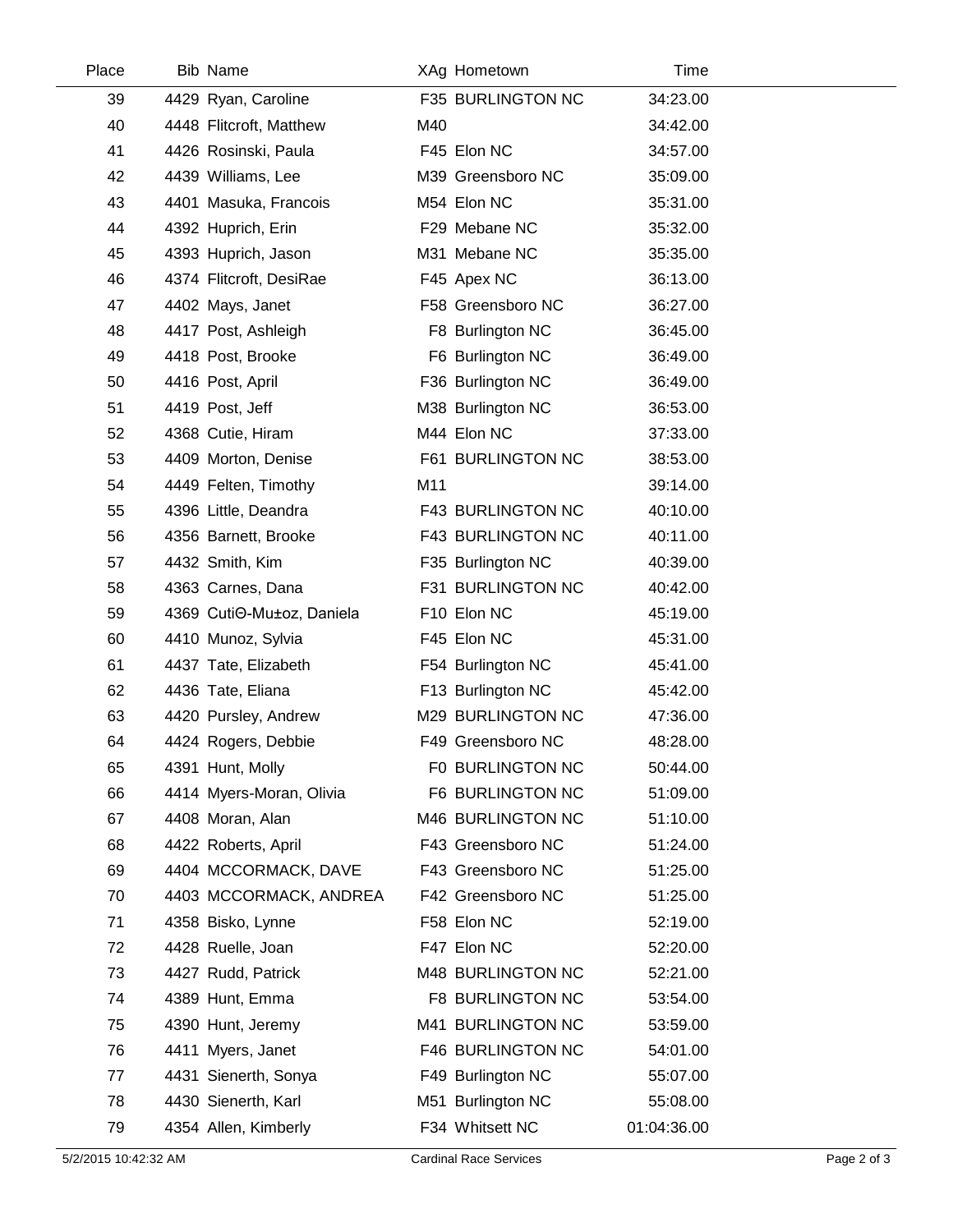| Place | Bib | Name | XAg | Hometown | Time |
|---|---|---|---|---|---|
| 39 | 4429 | Ryan, Caroline | F35 | BURLINGTON NC | 34:23.00 |
| 40 | 4448 | Flitcroft, Matthew | M40 | | 34:42.00 |
| 41 | 4426 | Rosinski, Paula | F45 | Elon NC | 34:57.00 |
| 42 | 4439 | Williams, Lee | M39 | Greensboro NC | 35:09.00 |
| 43 | 4401 | Masuka, Francois | M54 | Elon NC | 35:31.00 |
| 44 | 4392 | Huprich, Erin | F29 | Mebane NC | 35:32.00 |
| 45 | 4393 | Huprich, Jason | M31 | Mebane NC | 35:35.00 |
| 46 | 4374 | Flitcroft, DesiRae | F45 | Apex NC | 36:13.00 |
| 47 | 4402 | Mays, Janet | F58 | Greensboro NC | 36:27.00 |
| 48 | 4417 | Post, Ashleigh | F8 | Burlington NC | 36:45.00 |
| 49 | 4418 | Post, Brooke | F6 | Burlington NC | 36:49.00 |
| 50 | 4416 | Post, April | F36 | Burlington NC | 36:49.00 |
| 51 | 4419 | Post, Jeff | M38 | Burlington NC | 36:53.00 |
| 52 | 4368 | Cutie, Hiram | M44 | Elon NC | 37:33.00 |
| 53 | 4409 | Morton, Denise | F61 | BURLINGTON NC | 38:53.00 |
| 54 | 4449 | Felten, Timothy | M11 | | 39:14.00 |
| 55 | 4396 | Little, Deandra | F43 | BURLINGTON NC | 40:10.00 |
| 56 | 4356 | Barnett, Brooke | F43 | BURLINGTON NC | 40:11.00 |
| 57 | 4432 | Smith, Kim | F35 | Burlington NC | 40:39.00 |
| 58 | 4363 | Carnes, Dana | F31 | BURLINGTON NC | 40:42.00 |
| 59 | 4369 | CutiΘ-Mu±oz, Daniela | F10 | Elon NC | 45:19.00 |
| 60 | 4410 | Munoz, Sylvia | F45 | Elon NC | 45:31.00 |
| 61 | 4437 | Tate, Elizabeth | F54 | Burlington NC | 45:41.00 |
| 62 | 4436 | Tate, Eliana | F13 | Burlington NC | 45:42.00 |
| 63 | 4420 | Pursley, Andrew | M29 | BURLINGTON NC | 47:36.00 |
| 64 | 4424 | Rogers, Debbie | F49 | Greensboro NC | 48:28.00 |
| 65 | 4391 | Hunt, Molly | F0 | BURLINGTON NC | 50:44.00 |
| 66 | 4414 | Myers-Moran, Olivia | F6 | BURLINGTON NC | 51:09.00 |
| 67 | 4408 | Moran, Alan | M46 | BURLINGTON NC | 51:10.00 |
| 68 | 4422 | Roberts, April | F43 | Greensboro NC | 51:24.00 |
| 69 | 4404 | MCCORMACK, DAVE | F43 | Greensboro NC | 51:25.00 |
| 70 | 4403 | MCCORMACK, ANDREA | F42 | Greensboro NC | 51:25.00 |
| 71 | 4358 | Bisko, Lynne | F58 | Elon NC | 52:19.00 |
| 72 | 4428 | Ruelle, Joan | F47 | Elon NC | 52:20.00 |
| 73 | 4427 | Rudd, Patrick | M48 | BURLINGTON NC | 52:21.00 |
| 74 | 4389 | Hunt, Emma | F8 | BURLINGTON NC | 53:54.00 |
| 75 | 4390 | Hunt, Jeremy | M41 | BURLINGTON NC | 53:59.00 |
| 76 | 4411 | Myers, Janet | F46 | BURLINGTON NC | 54:01.00 |
| 77 | 4431 | Sienerth, Sonya | F49 | Burlington NC | 55:07.00 |
| 78 | 4430 | Sienerth, Karl | M51 | Burlington NC | 55:08.00 |
| 79 | 4354 | Allen, Kimberly | F34 | Whitsett NC | 01:04:36.00 |

5/2/2015 10:42:32 AM Cardinal Race Services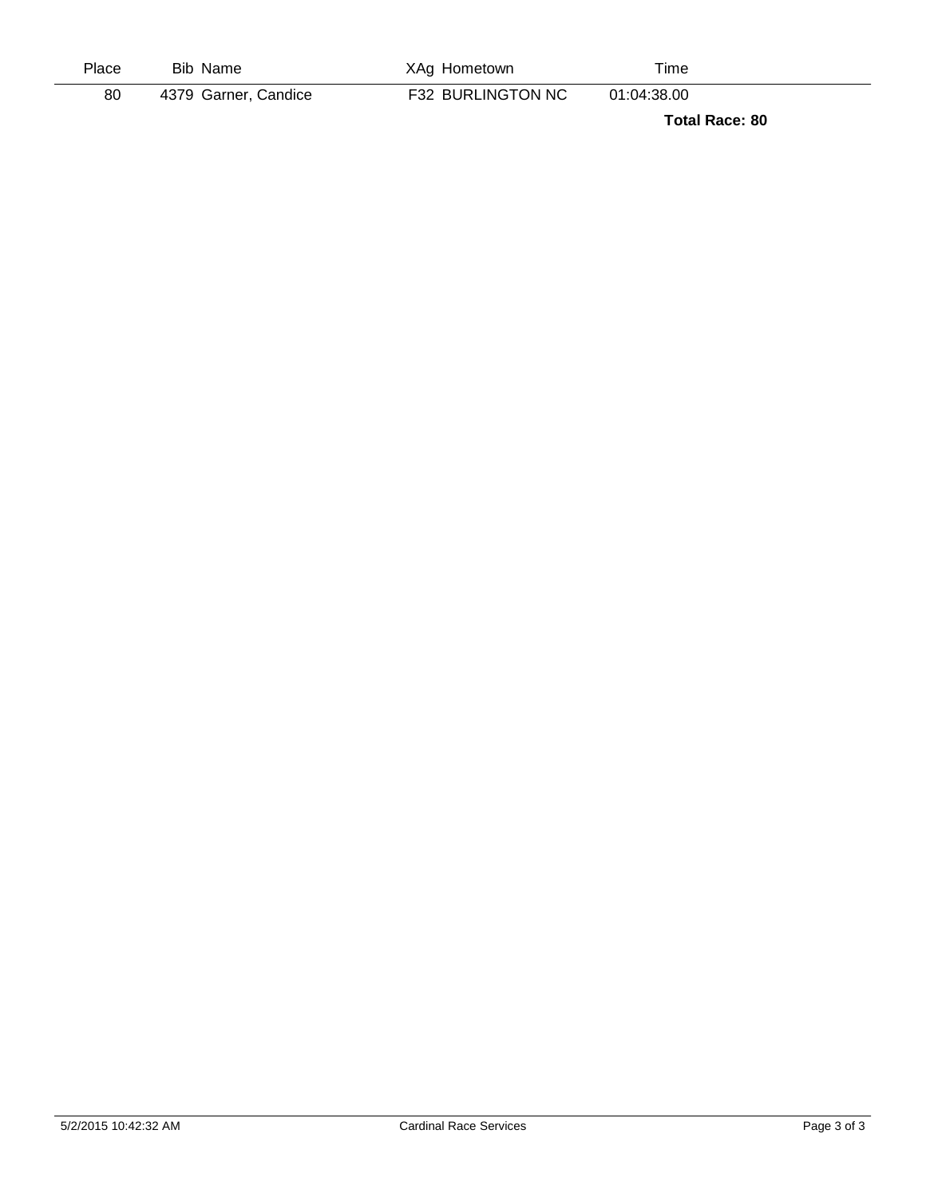| Place | Bib | Name | XAg | Hometown | Time |
|---|---|---|---|---|---|
| 80 | 4379 | Garner, Candice | F32 | BURLINGTON NC | 01:04:38.00 |

**Total Race: 80**